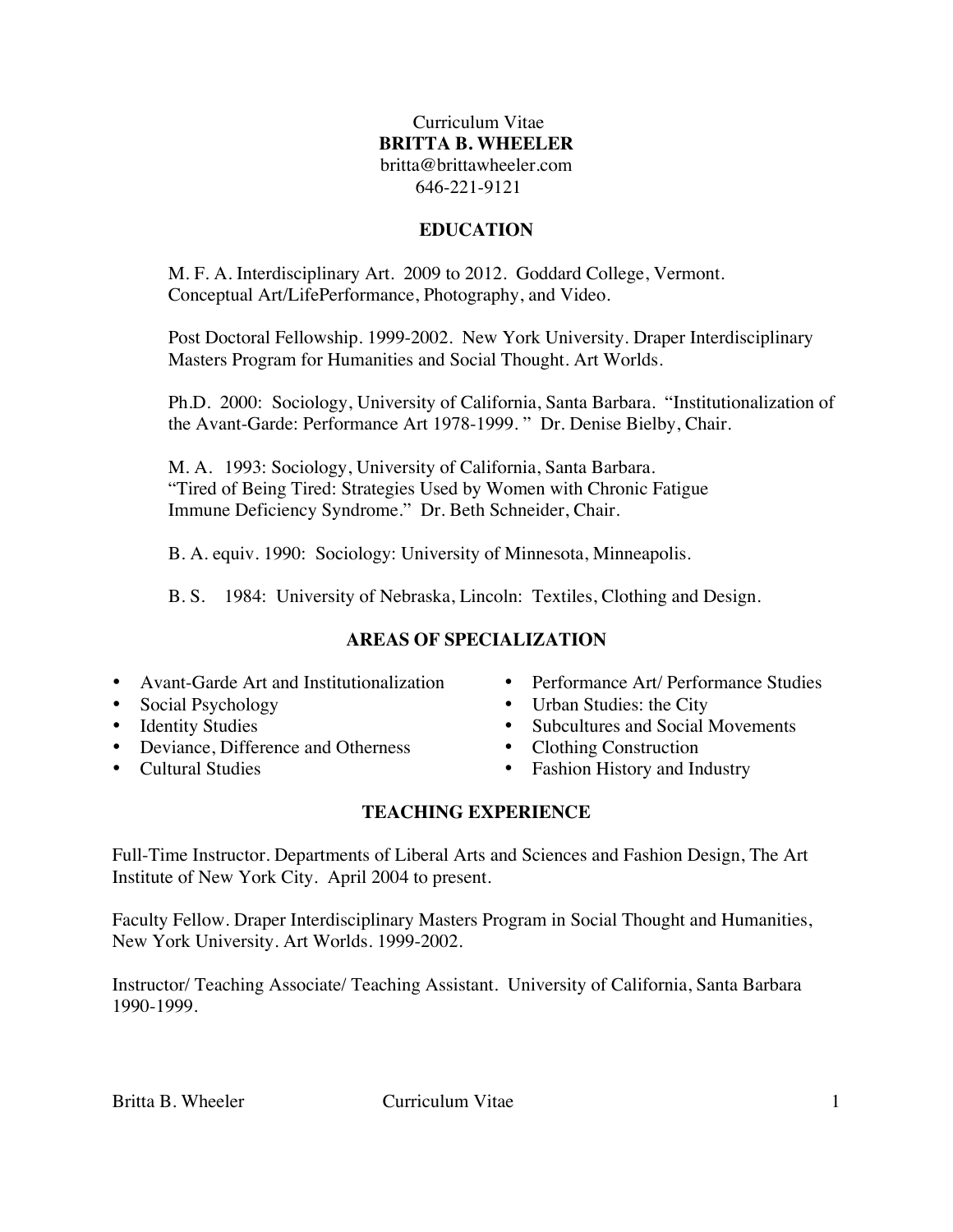Curriculum Vitae

# BRITTA B. WHEELER

britta@brittawheeler.com
646-221-9121

## EDUCATION

M. F. A. Interdisciplinary Art. 2009 to 2012. Goddard College, Vermont. Conceptual Art/LifePerformance, Photography, and Video.

Post Doctoral Fellowship. 1999-2002. New York University. Draper Interdisciplinary Masters Program for Humanities and Social Thought. Art Worlds.

Ph.D. 2000: Sociology, University of California, Santa Barbara. "Institutionalization of the Avant-Garde: Performance Art 1978-1999. " Dr. Denise Bielby, Chair.

M. A. 1993: Sociology, University of California, Santa Barbara. "Tired of Being Tired: Strategies Used by Women with Chronic Fatigue Immune Deficiency Syndrome." Dr. Beth Schneider, Chair.

B. A. equiv. 1990: Sociology: University of Minnesota, Minneapolis.

B. S. 1984: University of Nebraska, Lincoln: Textiles, Clothing and Design.

## AREAS OF SPECIALIZATION

- Avant-Garde Art and Institutionalization
- Social Psychology
- Identity Studies
- Deviance, Difference and Otherness
- Cultural Studies
- Performance Art/ Performance Studies
- Urban Studies: the City
- Subcultures and Social Movements
- Clothing Construction
- Fashion History and Industry

## TEACHING EXPERIENCE

Full-Time Instructor. Departments of Liberal Arts and Sciences and Fashion Design, The Art Institute of New York City. April 2004 to present.

Faculty Fellow. Draper Interdisciplinary Masters Program in Social Thought and Humanities, New York University. Art Worlds. 1999-2002.

Instructor/ Teaching Associate/ Teaching Assistant. University of California, Santa Barbara 1990-1999.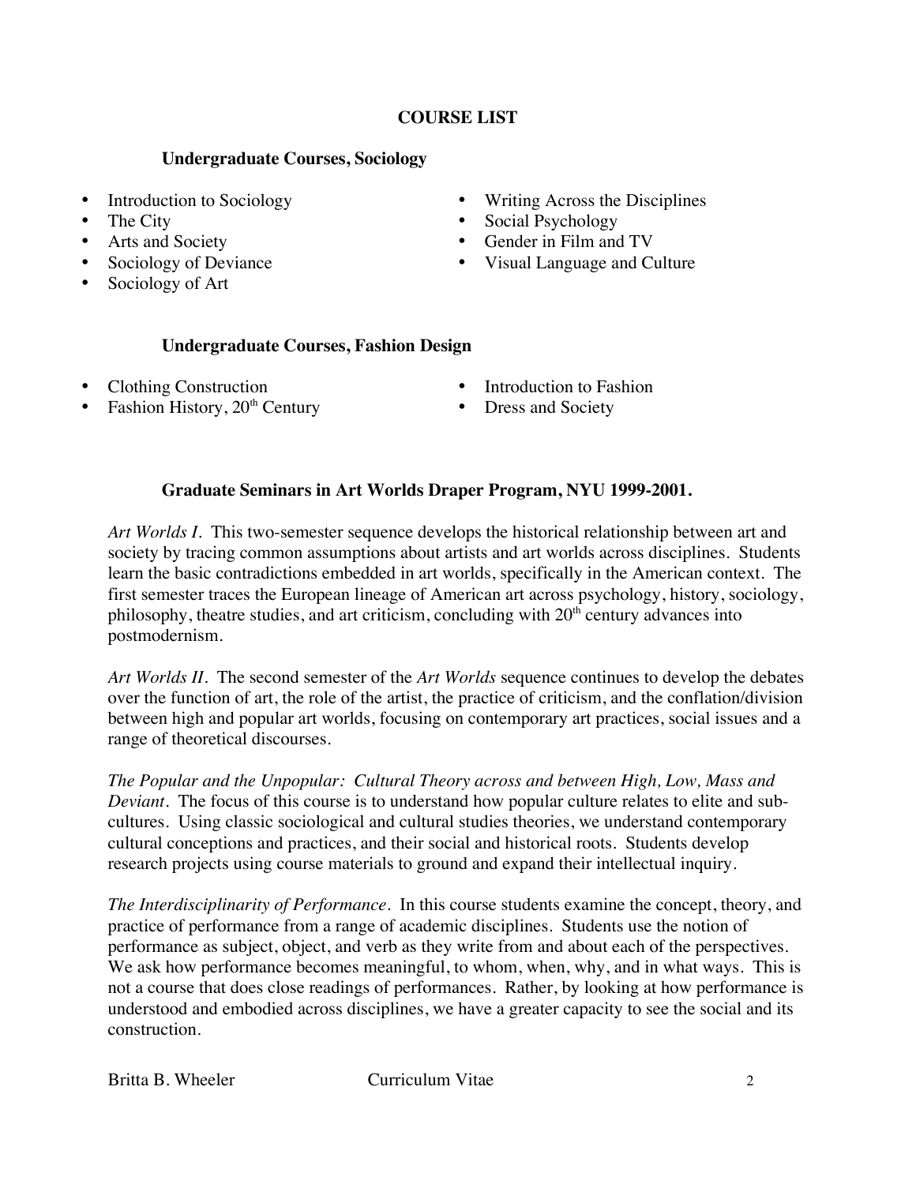# COURSE LIST

## Undergraduate Courses, Sociology

- Introduction to Sociology
- The City
- Arts and Society
- Sociology of Deviance
- Sociology of Art
- Writing Across the Disciplines
- Social Psychology
- Gender in Film and TV
- Visual Language and Culture

## Undergraduate Courses, Fashion Design

- Clothing Construction
- Fashion History, 20th Century
- Introduction to Fashion
- Dress and Society

## Graduate Seminars in Art Worlds Draper Program, NYU 1999-2001.

*Art Worlds I*. This two-semester sequence develops the historical relationship between art and society by tracing common assumptions about artists and art worlds across disciplines. Students learn the basic contradictions embedded in art worlds, specifically in the American context. The first semester traces the European lineage of American art across psychology, history, sociology, philosophy, theatre studies, and art criticism, concluding with 20th century advances into postmodernism.

*Art Worlds II*. The second semester of the *Art Worlds* sequence continues to develop the debates over the function of art, the role of the artist, the practice of criticism, and the conflation/division between high and popular art worlds, focusing on contemporary art practices, social issues and a range of theoretical discourses.

*The Popular and the Unpopular: Cultural Theory across and between High, Low, Mass and Deviant*. The focus of this course is to understand how popular culture relates to elite and sub-cultures. Using classic sociological and cultural studies theories, we understand contemporary cultural conceptions and practices, and their social and historical roots. Students develop research projects using course materials to ground and expand their intellectual inquiry.

*The Interdisciplinarity of Performance*. In this course students examine the concept, theory, and practice of performance from a range of academic disciplines. Students use the notion of performance as subject, object, and verb as they write from and about each of the perspectives. We ask how performance becomes meaningful, to whom, when, why, and in what ways. This is not a course that does close readings of performances. Rather, by looking at how performance is understood and embodied across disciplines, we have a greater capacity to see the social and its construction.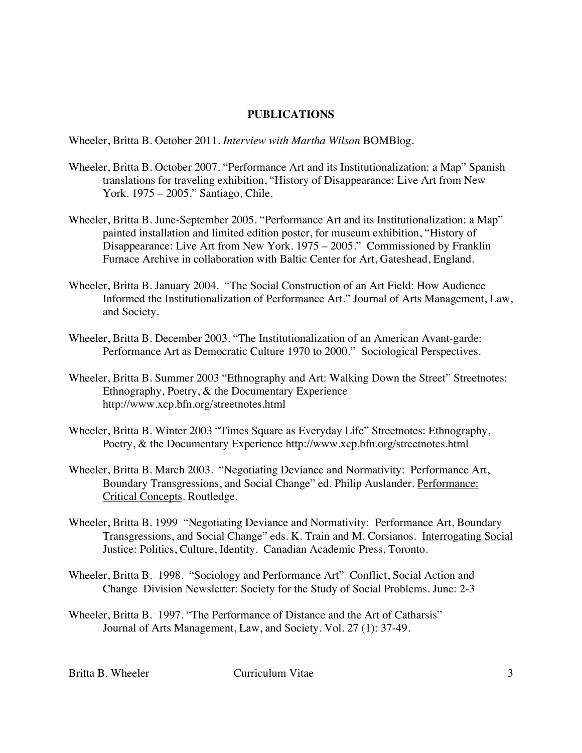## PUBLICATIONS

Wheeler, Britta B. October 2011. *Interview with Martha Wilson* BOMBlog.

Wheeler, Britta B. October 2007. "Performance Art and its Institutionalization: a Map" Spanish translations for traveling exhibition, "History of Disappearance: Live Art from New York. 1975 – 2005." Santiago, Chile.

Wheeler, Britta B. June-September 2005. "Performance Art and its Institutionalization: a Map" painted installation and limited edition poster, for museum exhibition, "History of Disappearance: Live Art from New York. 1975 – 2005." Commissioned by Franklin Furnace Archive in collaboration with Baltic Center for Art, Gateshead, England.

Wheeler, Britta B. January 2004. "The Social Construction of an Art Field: How Audience Informed the Institutionalization of Performance Art." Journal of Arts Management, Law, and Society.

Wheeler, Britta B. December 2003. "The Institutionalization of an American Avant-garde: Performance Art as Democratic Culture 1970 to 2000." Sociological Perspectives.

Wheeler, Britta B. Summer 2003 "Ethnography and Art: Walking Down the Street" Streetnotes: Ethnography, Poetry, & the Documentary Experience http://www.xcp.bfn.org/streetnotes.html

Wheeler, Britta B. Winter 2003 "Times Square as Everyday Life" Streetnotes: Ethnography, Poetry, & the Documentary Experience http://www.xcp.bfn.org/streetnotes.html

Wheeler, Britta B. March 2003. "Negotiating Deviance and Normativity: Performance Art, Boundary Transgressions, and Social Change" ed. Philip Auslander. <u>Performance: Critical Concepts</u>. Routledge.

Wheeler, Britta B. 1999 "Negotiating Deviance and Normativity: Performance Art, Boundary Transgressions, and Social Change" eds. K. Train and M. Corsianos. <u>Interrogating Social Justice: Politics, Culture, Identity</u>. Canadian Academic Press, Toronto.

Wheeler, Britta B. 1998. "Sociology and Performance Art" Conflict, Social Action and Change Division Newsletter: Society for the Study of Social Problems. June: 2-3

Wheeler, Britta B. 1997. "The Performance of Distance and the Art of Catharsis" Journal of Arts Management, Law, and Society. Vol. 27 (1): 37-49.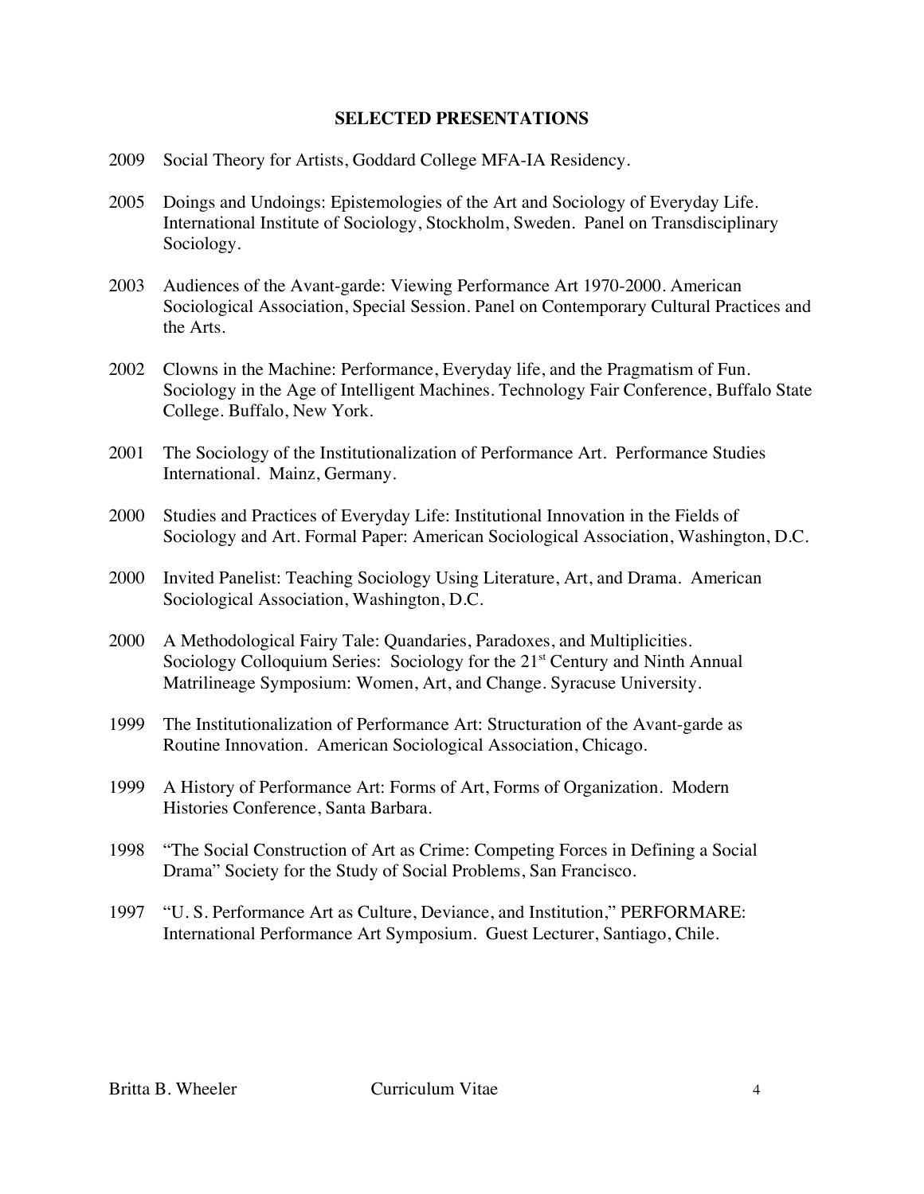## SELECTED PRESENTATIONS

2009 Social Theory for Artists, Goddard College MFA-IA Residency.

2005 Doings and Undoings: Epistemologies of the Art and Sociology of Everyday Life. International Institute of Sociology, Stockholm, Sweden. Panel on Transdisciplinary Sociology.

2003 Audiences of the Avant-garde: Viewing Performance Art 1970-2000. American Sociological Association, Special Session. Panel on Contemporary Cultural Practices and the Arts.

2002 Clowns in the Machine: Performance, Everyday life, and the Pragmatism of Fun. Sociology in the Age of Intelligent Machines. Technology Fair Conference, Buffalo State College. Buffalo, New York.

2001 The Sociology of the Institutionalization of Performance Art. Performance Studies International. Mainz, Germany.

2000 Studies and Practices of Everyday Life: Institutional Innovation in the Fields of Sociology and Art. Formal Paper: American Sociological Association, Washington, D.C.

2000 Invited Panelist: Teaching Sociology Using Literature, Art, and Drama. American Sociological Association, Washington, D.C.

2000 A Methodological Fairy Tale: Quandaries, Paradoxes, and Multiplicities. Sociology Colloquium Series: Sociology for the 21st Century and Ninth Annual Matrilineage Symposium: Women, Art, and Change. Syracuse University.

1999 The Institutionalization of Performance Art: Structuration of the Avant-garde as Routine Innovation. American Sociological Association, Chicago.

1999 A History of Performance Art: Forms of Art, Forms of Organization. Modern Histories Conference, Santa Barbara.

1998 "The Social Construction of Art as Crime: Competing Forces in Defining a Social Drama" Society for the Study of Social Problems, San Francisco.

1997 "U. S. Performance Art as Culture, Deviance, and Institution," PERFORMARE: International Performance Art Symposium. Guest Lecturer, Santiago, Chile.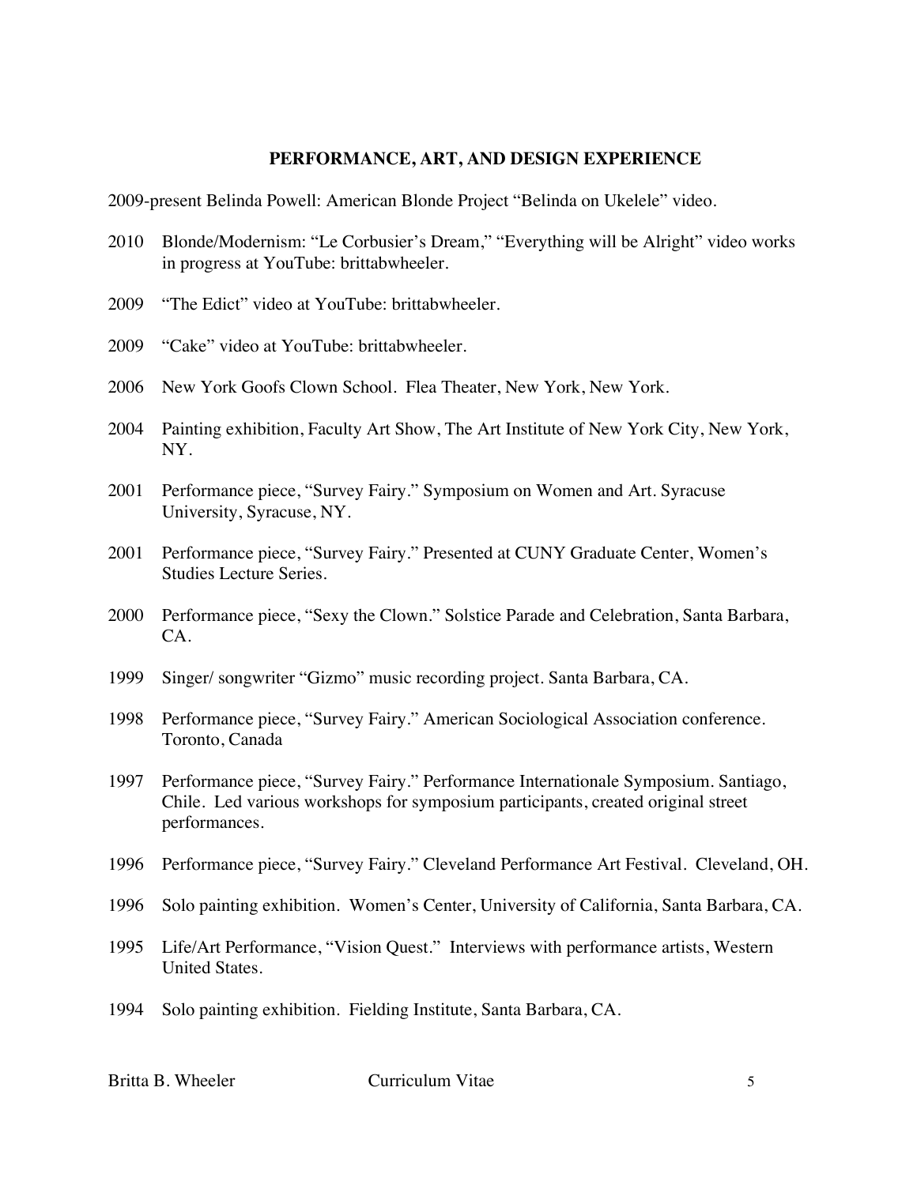## PERFORMANCE, ART, AND DESIGN EXPERIENCE

2009-present Belinda Powell: American Blonde Project "Belinda on Ukelele" video.

2010 Blonde/Modernism: "Le Corbusier's Dream," "Everything will be Alright" video works in progress at YouTube: brittabwheeler.

2009 "The Edict" video at YouTube: brittabwheeler.

2009 "Cake" video at YouTube: brittabwheeler.

2006 New York Goofs Clown School. Flea Theater, New York, New York.

2004 Painting exhibition, Faculty Art Show, The Art Institute of New York City, New York, NY.

2001 Performance piece, "Survey Fairy." Symposium on Women and Art. Syracuse University, Syracuse, NY.

2001 Performance piece, "Survey Fairy." Presented at CUNY Graduate Center, Women's Studies Lecture Series.

2000 Performance piece, "Sexy the Clown." Solstice Parade and Celebration, Santa Barbara, CA.

1999 Singer/ songwriter "Gizmo" music recording project. Santa Barbara, CA.

1998 Performance piece, "Survey Fairy." American Sociological Association conference. Toronto, Canada

1997 Performance piece, "Survey Fairy." Performance Internationale Symposium. Santiago, Chile. Led various workshops for symposium participants, created original street performances.

1996 Performance piece, "Survey Fairy." Cleveland Performance Art Festival. Cleveland, OH.

1996 Solo painting exhibition. Women's Center, University of California, Santa Barbara, CA.

1995 Life/Art Performance, "Vision Quest." Interviews with performance artists, Western United States.

1994 Solo painting exhibition. Fielding Institute, Santa Barbara, CA.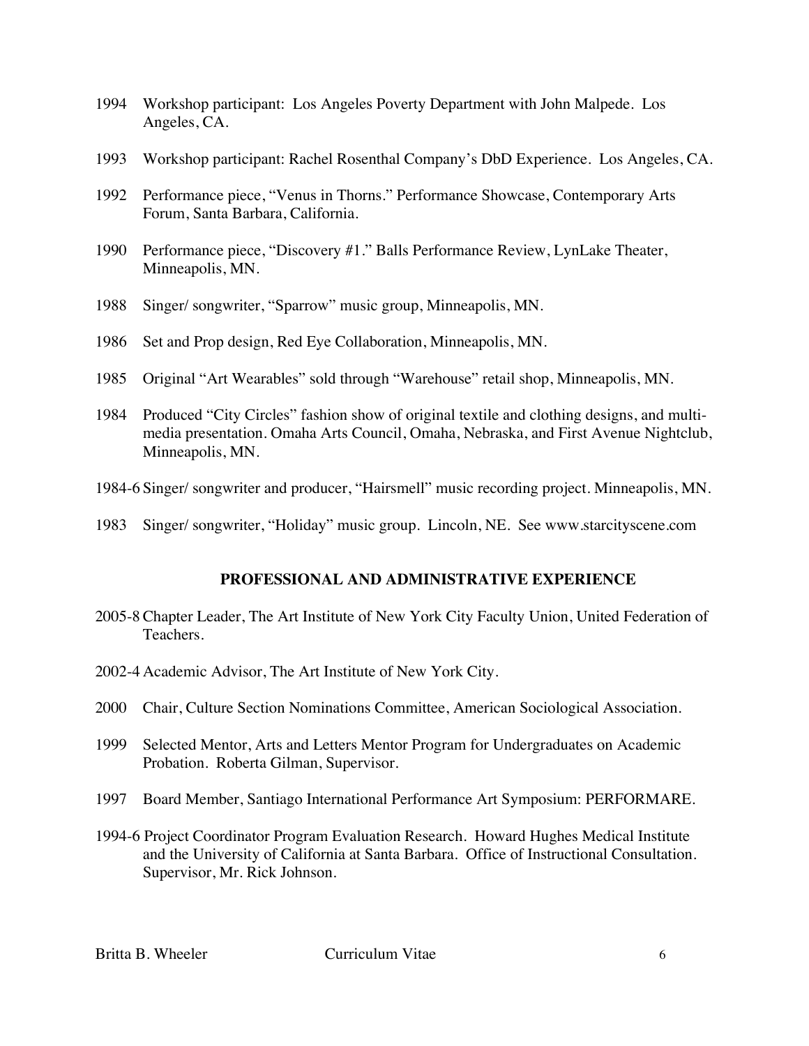1994 Workshop participant: Los Angeles Poverty Department with John Malpede. Los Angeles, CA.

1993 Workshop participant: Rachel Rosenthal Company's DbD Experience. Los Angeles, CA.

1992 Performance piece, "Venus in Thorns." Performance Showcase, Contemporary Arts Forum, Santa Barbara, California.

1990 Performance piece, "Discovery #1." Balls Performance Review, LynLake Theater, Minneapolis, MN.

1988 Singer/ songwriter, "Sparrow" music group, Minneapolis, MN.

1986 Set and Prop design, Red Eye Collaboration, Minneapolis, MN.

1985 Original "Art Wearables" sold through "Warehouse" retail shop, Minneapolis, MN.

1984 Produced "City Circles" fashion show of original textile and clothing designs, and multi-media presentation. Omaha Arts Council, Omaha, Nebraska, and First Avenue Nightclub, Minneapolis, MN.

1984-6 Singer/ songwriter and producer, "Hairsmell" music recording project. Minneapolis, MN.

1983 Singer/ songwriter, "Holiday" music group. Lincoln, NE. See www.starcityscene.com

## PROFESSIONAL AND ADMINISTRATIVE EXPERIENCE

2005-8 Chapter Leader, The Art Institute of New York City Faculty Union, United Federation of Teachers.

2002-4 Academic Advisor, The Art Institute of New York City.

2000 Chair, Culture Section Nominations Committee, American Sociological Association.

1999 Selected Mentor, Arts and Letters Mentor Program for Undergraduates on Academic Probation. Roberta Gilman, Supervisor.

1997 Board Member, Santiago International Performance Art Symposium: PERFORMARE.

1994-6 Project Coordinator Program Evaluation Research. Howard Hughes Medical Institute and the University of California at Santa Barbara. Office of Instructional Consultation. Supervisor, Mr. Rick Johnson.